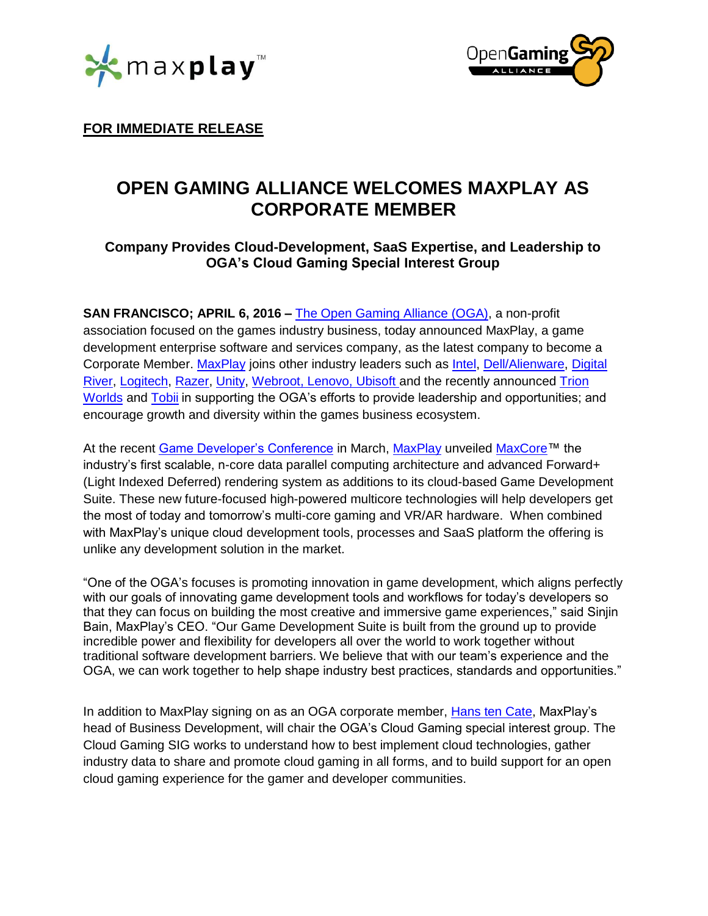**FOR IMMEDIATE RELEASE**

# OPEN GAMING ALLIANCE WELCOMES MAXPLAY AS CORPORATE MEMBER

### Company Provides Cloud-Development, SaaS Expertise, and Leadership to OGA's Cloud Gaming Special Interest Group

**SAN FRANCISCO; APRIL 6, 2016 –** The Open Gaming Alliance (OGA), a non-profit association focused on the games industry business, today announced MaxPlay, a game development enterprise software and services company, as the latest company to become a Corporate Member. MaxPlay joins other industry leaders such as Intel, Dell/Alienware, Digital River, Logitech, Razer, Unity, Webroot, Lenovo, Ubisoft and the recently announced Trion Worlds and Tobii in supporting the OGA's efforts to provide leadership and opportunities; and encourage growth and diversity within the games business ecosystem.

At the recent Game Developer's Conference in March, MaxPlay unveiled MaxCore™ the industry's first scalable, n-core data parallel computing architecture and advanced Forward+ (Light Indexed Deferred) rendering system as additions to its cloud-based Game Development Suite. These new future-focused high-powered multicore technologies will help developers get the most of today and tomorrow's multi-core gaming and VR/AR hardware. When combined with MaxPlay's unique cloud development tools, processes and SaaS platform the offering is unlike any development solution in the market.

"One of the OGA's focuses is promoting innovation in game development, which aligns perfectly with our goals of innovating game development tools and workflows for today's developers so that they can focus on building the most creative and immersive game experiences," said Sinjin Bain, MaxPlay's CEO. "Our Game Development Suite is built from the ground up to provide incredible power and flexibility for developers all over the world to work together without traditional software development barriers. We believe that with our team's experience and the OGA, we can work together to help shape industry best practices, standards and opportunities."

In addition to MaxPlay signing on as an OGA corporate member, Hans ten Cate, MaxPlay's head of Business Development, will chair the OGA's Cloud Gaming special interest group. The Cloud Gaming SIG works to understand how to best implement cloud technologies, gather industry data to share and promote cloud gaming in all forms, and to build support for an open cloud gaming experience for the gamer and developer communities.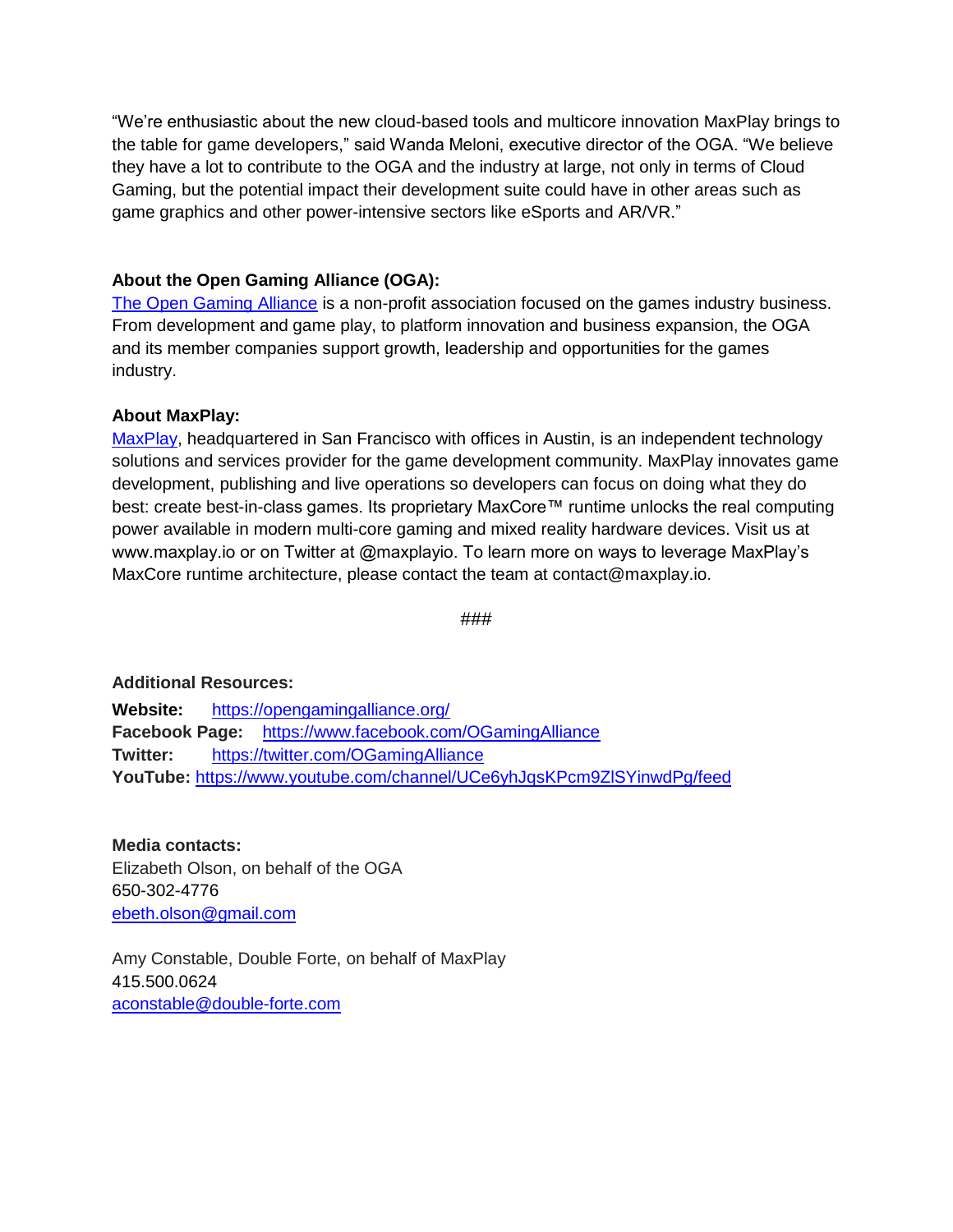"We're enthusiastic about the new cloud-based tools and multicore innovation MaxPlay brings to the table for game developers," said Wanda Meloni, executive director of the OGA. "We believe they have a lot to contribute to the OGA and the industry at large, not only in terms of Cloud Gaming, but the potential impact their development suite could have in other areas such as game graphics and other power-intensive sectors like eSports and AR/VR."

**About the Open Gaming Alliance (OGA):**
The Open Gaming Alliance is a non-profit association focused on the games industry business. From development and game play, to platform innovation and business expansion, the OGA and its member companies support growth, leadership and opportunities for the games industry.

**About MaxPlay:**
MaxPlay, headquartered in San Francisco with offices in Austin, is an independent technology solutions and services provider for the game development community. MaxPlay innovates game development, publishing and live operations so developers can focus on doing what they do best: create best-in-class games. Its proprietary MaxCore™ runtime unlocks the real computing power available in modern multi-core gaming and mixed reality hardware devices. Visit us at www.maxplay.io or on Twitter at @maxplayio. To learn more on ways to leverage MaxPlay's MaxCore runtime architecture, please contact the team at contact@maxplay.io.

###

**Additional Resources:**

**Website:** https://opengamingalliance.org/
**Facebook Page:** https://www.facebook.com/OGamingAlliance
**Twitter:** https://twitter.com/OGamingAlliance
**YouTube:** https://www.youtube.com/channel/UCe6yhJqsKPcm9ZlSYinwdPg/feed

**Media contacts:**
Elizabeth Olson, on behalf of the OGA
650-302-4776
ebeth.olson@gmail.com

Amy Constable, Double Forte, on behalf of MaxPlay
415.500.0624
aconstable@double-forte.com